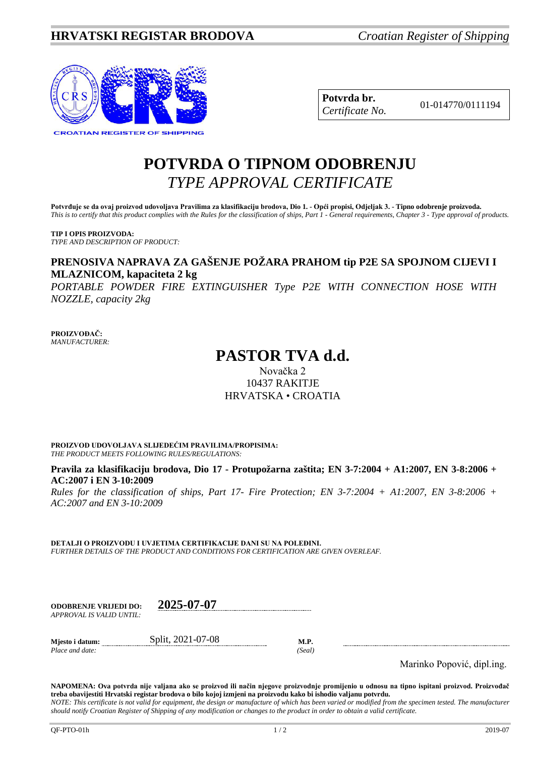**HRVATSKI REGISTAR BRODOVA** *Croatian Register of Shipping*

CROATIAN REGISTER OF SHIPPING

| **Potvrda br.** *Certificate No.* | 01-014770/0111194 |
|---|---|

# POTVRDA O TIPNOM ODOBRENJU
## *TYPE APPROVAL CERTIFICATE*

**Potvrđuje se da ovaj proizvod udovoljava Pravilima za klasifikaciju brodova, Dio 1. - Opći propisi, Odjeljak 3. - Tipno odobrenje proizvoda.**
*This is to certify that this product complies with the Rules for the classification of ships, Part 1 - General requirements, Chapter 3 - Type approval of products.*

**TIP I OPIS PROIZVODA:**
*TYPE AND DESCRIPTION OF PRODUCT:*

**PRENOSIVA NAPRAVA ZA GAŠENJE POŽARA PRAHOM tip P2E SA SPOJNOM CIJEVI I MLAZNICOM, kapaciteta 2 kg**
*PORTABLE POWDER FIRE EXTINGUISHER Type P2E WITH CONNECTION HOSE WITH NOZZLE, capacity 2kg*

**PROIZVOĐAČ:**
*MANUFACTURER:*

**PASTOR TVA d.d.**
Novačka 2
10437 RAKITJE
HRVATSKA • CROATIA

**PROIZVOD UDOVOLJAVA SLIJEDEĆIM PRAVILIMA/PROPISIMA:**
*THE PRODUCT MEETS FOLLOWING RULES/REGULATIONS:*

**Pravila za klasifikaciju brodova, Dio 17 - Protupožarna zaštita; EN 3-7:2004 + A1:2007, EN 3-8:2006 + AC:2007 i EN 3-10:2009**
*Rules for the classification of ships, Part 17- Fire Protection; EN 3-7:2004 + A1:2007, EN 3-8:2006 + AC:2007 and EN 3-10:2009*

**DETALJI O PROIZVODU I UVJETIMA CERTIFIKACIJE DANI SU NA POLEĐINI.**
*FURTHER DETAILS OF THE PRODUCT AND CONDITIONS FOR CERTIFICATION ARE GIVEN OVERLEAF.*

**ODOBRENJE VRIJEDI DO:** *APPROVAL IS VALID UNTIL:* **2025-07-07**

**Mjesto i datum:** *Place and date:* Split, 2021-07-08

**M.P.** *(Seal)*

Marinko Popović, dipl.ing.

**NAPOMENA: Ova potvrda nije valjana ako se proizvod ili način njegove proizvodnje promijenio u odnosu na tipno ispitani proizvod. Proizvođač treba obavijestiti Hrvatski registar brodova o bilo kojoj izmjeni na proizvodu kako bi ishodio valjanu potvrdu.**
*NOTE: This certificate is not valid for equipment, the design or manufacture of which has been varied or modified from the specimen tested. The manufacturer should notify Croatian Register of Shipping of any modification or changes to the product in order to obtain a valid certificate.*

QF-PTO-01h 2019-07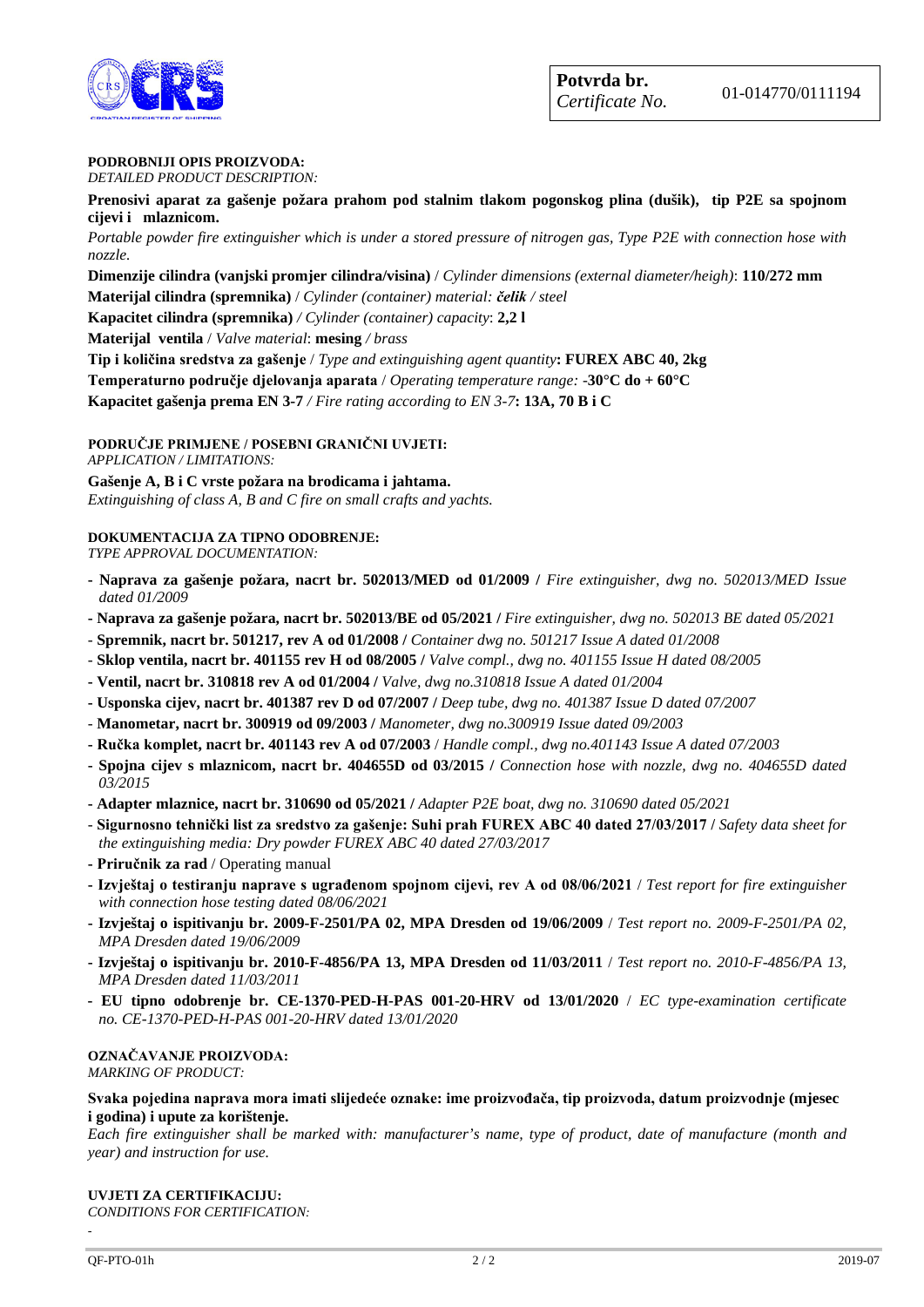**Potvrda br.**
*Certificate No.* 01-014770/0111194

**PODROBNIJI OPIS PROIZVODA:**
*DETAILED PRODUCT DESCRIPTION:*

**Prenosivi aparat za gašenje požara prahom pod stalnim tlakom pogonskog plina (dušik), tip P2E sa spojnom cijevi i mlaznicom.**
*Portable powder fire extinguisher which is under a stored pressure of nitrogen gas, Type P2E with connection hose with nozzle.*

**Dimenzije cilindra (vanjski promjer cilindra/visina)** / *Cylinder dimensions (external diameter/heigh)*: **110/272 mm**
**Materijal cilindra (spremnika)** / *Cylinder (container) material:* ***čelik*** */ steel*
**Kapacitet cilindra (spremnika)** */ Cylinder (container) capacity*: **2,2 l**
**Materijal ventila** / *Valve material*: **mesing** */ brass*
**Tip i količina sredstva za gašenje** / *Type and extinguishing agent quantity***: FUREX ABC 40, 2kg**
**Temperaturno područje djelovanja aparata** / *Operating temperature range:* **-30°C do + 60°C**
**Kapacitet gašenja prema EN 3-7** */ Fire rating according to EN 3-7***: 13A, 70 B i C**

**PODRUČJE PRIMJENE / POSEBNI GRANIČNI UVJETI:**
*APPLICATION / LIMITATIONS:*

**Gašenje A, B i C vrste požara na brodicama i jahtama.**
*Extinguishing of class A, B and C fire on small crafts and yachts.*

**DOKUMENTACIJA ZA TIPNO ODOBRENJE:**
*TYPE APPROVAL DOCUMENTATION:*

- **Naprava za gašenje požara, nacrt br. 502013/MED od 01/2009 /** *Fire extinguisher, dwg no. 502013/MED Issue dated 01/2009*
- **Naprava za gašenje požara, nacrt br. 502013/BE od 05/2021 /** *Fire extinguisher, dwg no. 502013 BE dated 05/2021*
- **Spremnik, nacrt br. 501217, rev A od 01/2008 /** *Container dwg no. 501217 Issue A dated 01/2008*
- **Sklop ventila, nacrt br. 401155 rev H od 08/2005 /** *Valve compl., dwg no. 401155 Issue H dated 08/2005*
- **Ventil, nacrt br. 310818 rev A od 01/2004 /** *Valve, dwg no.310818 Issue A dated 01/2004*
- **Usponska cijev, nacrt br. 401387 rev D od 07/2007 /** *Deep tube, dwg no. 401387 Issue D dated 07/2007*
- **Manometar, nacrt br. 300919 od 09/2003 /** *Manometer, dwg no.300919 Issue dated 09/2003*
- **Ručka komplet, nacrt br. 401143 rev A od 07/2003** / *Handle compl., dwg no.401143 Issue A dated 07/2003*
- **Spojna cijev s mlaznicom, nacrt br. 404655D od 03/2015 /** *Connection hose with nozzle, dwg no. 404655D dated 03/2015*
- **Adapter mlaznice, nacrt br. 310690 od 05/2021 /** *Adapter P2E boat, dwg no. 310690 dated 05/2021*
- **Sigurnosno tehnički list za sredstvo za gašenje: Suhi prah FUREX ABC 40 dated 27/03/2017 /** *Safety data sheet for the extinguishing media: Dry powder FUREX ABC 40 dated 27/03/2017*
- **Priručnik za rad** / Operating manual
- **Izvještaj o testiranju naprave s ugrađenom spojnom cijevi, rev A od 08/06/2021** / *Test report for fire extinguisher with connection hose testing dated 08/06/2021*
- **Izvještaj o ispitivanju br. 2009-F-2501/PA 02, MPA Dresden od 19/06/2009** / *Test report no. 2009-F-2501/PA 02, MPA Dresden dated 19/06/2009*
- **Izvještaj o ispitivanju br. 2010-F-4856/PA 13, MPA Dresden od 11/03/2011** / *Test report no. 2010-F-4856/PA 13, MPA Dresden dated 11/03/2011*
- **EU tipno odobrenje br. CE-1370-PED-H-PAS 001-20-HRV od 13/01/2020** / *EC type-examination certificate no. CE-1370-PED-H-PAS 001-20-HRV dated 13/01/2020*

**OZNAČAVANJE PROIZVODA:**
*MARKING OF PRODUCT:*

**Svaka pojedina naprava mora imati slijedeće oznake: ime proizvođača, tip proizvoda, datum proizvodnje (mjesec i godina) i upute za korištenje.**
*Each fire extinguisher shall be marked with: manufacturer's name, type of product, date of manufacture (month and year) and instruction for use.*

**UVJETI ZA CERTIFIKACIJU:**
*CONDITIONS FOR CERTIFICATION:*

-